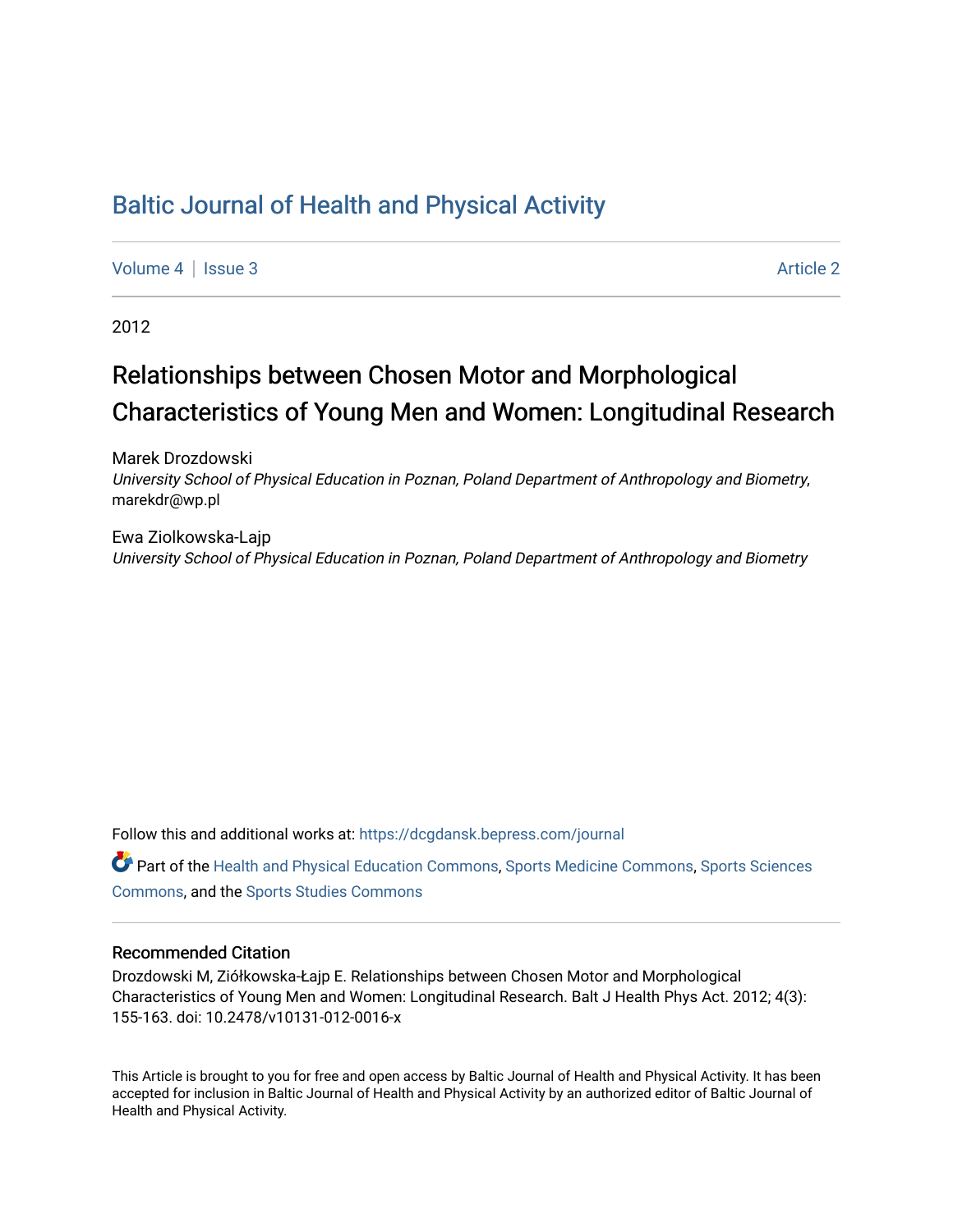# Baltic Journal of Health and Physical Activity

Volume 4 | Issue 3 Article 2

2012

## Relationships between Chosen Motor and Morphological Characteristics of Young Men and Women: Longitudinal Research

Marek Drozdowski
*University School of Physical Education in Poznan, Poland Department of Anthropology and Biometry*, marekdr@wp.pl

Ewa Ziolkowska-Lajp
*University School of Physical Education in Poznan, Poland Department of Anthropology and Biometry*

Follow this and additional works at: https://dcgdansk.bepress.com/journal

Part of the Health and Physical Education Commons, Sports Medicine Commons, Sports Sciences Commons, and the Sports Studies Commons

### Recommended Citation

Drozdowski M, Ziółkowska-Łajp E. Relationships between Chosen Motor and Morphological Characteristics of Young Men and Women: Longitudinal Research. Balt J Health Phys Act. 2012; 4(3): 155-163. doi: 10.2478/v10131-012-0016-x

This Article is brought to you for free and open access by Baltic Journal of Health and Physical Activity. It has been accepted for inclusion in Baltic Journal of Health and Physical Activity by an authorized editor of Baltic Journal of Health and Physical Activity.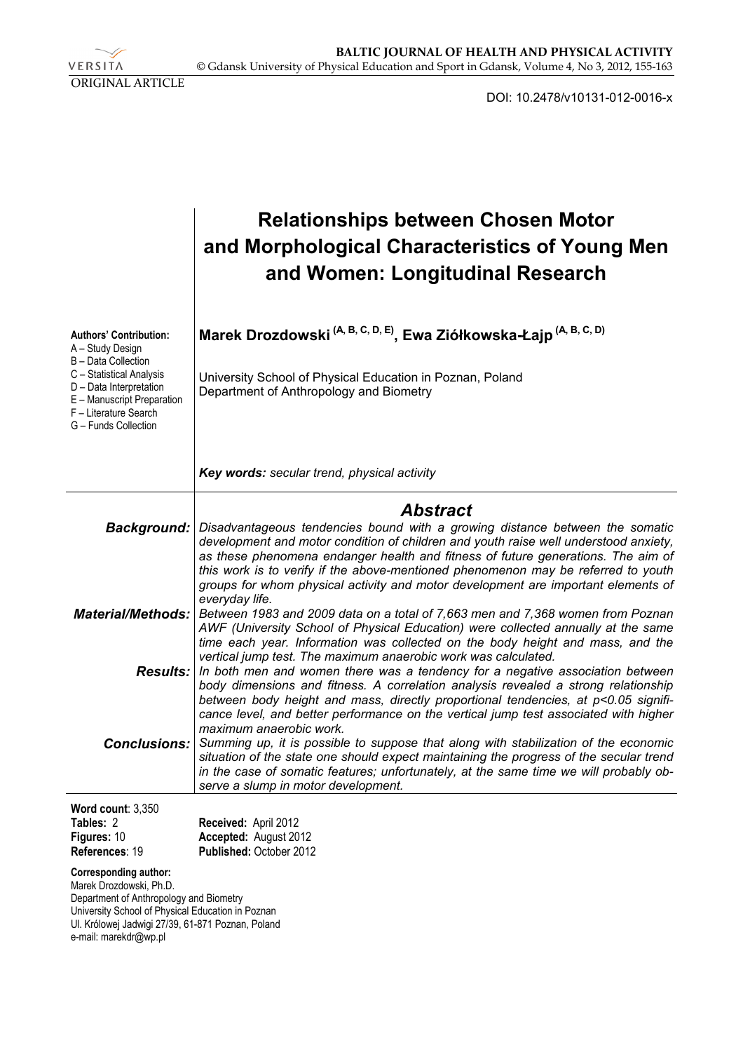ORIGINAL ARTICLE

DOI: 10.2478/v10131-012-0016-x

# Relationships between Chosen Motor and Morphological Characteristics of Young Men and Women: Longitudinal Research

**Marek Drozdowski (A, B, C, D, E), Ewa Ziółkowska-Łajp (A, B, C, D)**

University School of Physical Education in Poznan, Poland
Department of Anthropology and Biometry

**Authors' Contribution:**
A – Study Design
B – Data Collection
C – Statistical Analysis
D – Data Interpretation
E – Manuscript Preparation
F – Literature Search
G – Funds Collection

***Key words:*** *secular trend, physical activity*

## Abstract

***Background:*** *Disadvantageous tendencies bound with a growing distance between the somatic development and motor condition of children and youth raise well understood anxiety, as these phenomena endanger health and fitness of future generations. The aim of this work is to verify if the above-mentioned phenomenon may be referred to youth groups for whom physical activity and motor development are important elements of everyday life.*

***Material/Methods:*** *Between 1983 and 2009 data on a total of 7,663 men and 7,368 women from Poznan AWF (University School of Physical Education) were collected annually at the same time each year. Information was collected on the body height and mass, and the vertical jump test. The maximum anaerobic work was calculated.*

***Results:*** *In both men and women there was a tendency for a negative association between body dimensions and fitness. A correlation analysis revealed a strong relationship between body height and mass, directly proportional tendencies, at $p<0.05$ significance level, and better performance on the vertical jump test associated with higher maximum anaerobic work.*

***Conclusions:*** *Summing up, it is possible to suppose that along with stabilization of the economic situation of the state one should expect maintaining the progress of the secular trend in the case of somatic features; unfortunately, at the same time we will probably observe a slump in motor development.*

**Word count**: 3,350
**Tables:** 2
**Figures:** 10
**References**: 19

**Received:** April 2012
**Accepted:** August 2012
**Published:** October 2012

**Corresponding author:**
Marek Drozdowski, Ph.D.
Department of Anthropology and Biometry
University School of Physical Education in Poznan
Ul. Królowej Jadwigi 27/39, 61-871 Poznan, Poland
e-mail: marekdr@wp.pl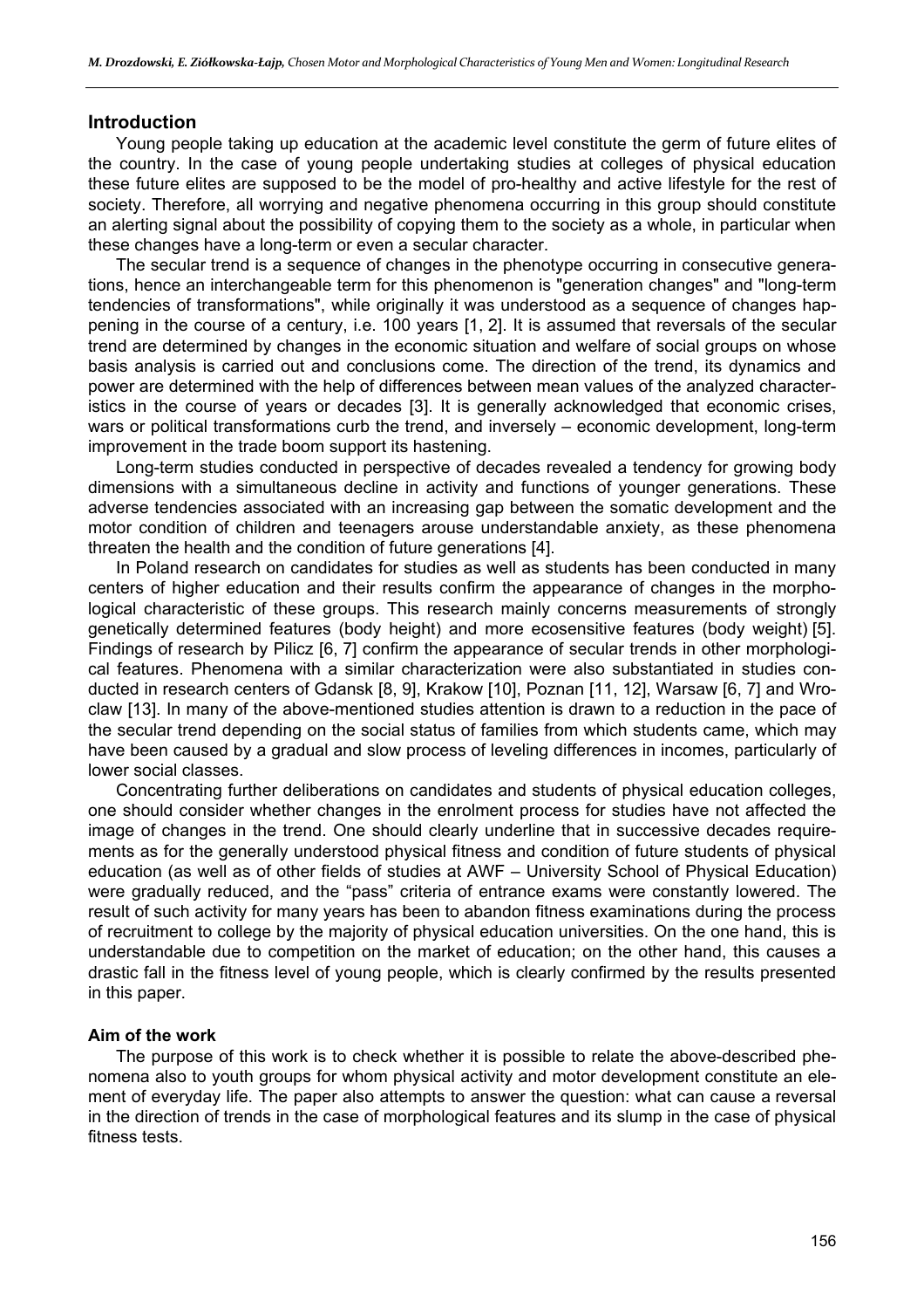## Introduction

Young people taking up education at the academic level constitute the germ of future elites of the country. In the case of young people undertaking studies at colleges of physical education these future elites are supposed to be the model of pro-healthy and active lifestyle for the rest of society. Therefore, all worrying and negative phenomena occurring in this group should constitute an alerting signal about the possibility of copying them to the society as a whole, in particular when these changes have a long-term or even a secular character.

The secular trend is a sequence of changes in the phenotype occurring in consecutive generations, hence an interchangeable term for this phenomenon is "generation changes" and "long-term tendencies of transformations", while originally it was understood as a sequence of changes happening in the course of a century, i.e. 100 years [1, 2]. It is assumed that reversals of the secular trend are determined by changes in the economic situation and welfare of social groups on whose basis analysis is carried out and conclusions come. The direction of the trend, its dynamics and power are determined with the help of differences between mean values of the analyzed characteristics in the course of years or decades [3]. It is generally acknowledged that economic crises, wars or political transformations curb the trend, and inversely – economic development, long-term improvement in the trade boom support its hastening.

Long-term studies conducted in perspective of decades revealed a tendency for growing body dimensions with a simultaneous decline in activity and functions of younger generations. These adverse tendencies associated with an increasing gap between the somatic development and the motor condition of children and teenagers arouse understandable anxiety, as these phenomena threaten the health and the condition of future generations [4].

In Poland research on candidates for studies as well as students has been conducted in many centers of higher education and their results confirm the appearance of changes in the morphological characteristic of these groups. This research mainly concerns measurements of strongly genetically determined features (body height) and more ecosensitive features (body weight) [5]. Findings of research by Pilicz [6, 7] confirm the appearance of secular trends in other morphological features. Phenomena with a similar characterization were also substantiated in studies conducted in research centers of Gdansk [8, 9], Krakow [10], Poznan [11, 12], Warsaw [6, 7] and Wroclaw [13]. In many of the above-mentioned studies attention is drawn to a reduction in the pace of the secular trend depending on the social status of families from which students came, which may have been caused by a gradual and slow process of leveling differences in incomes, particularly of lower social classes.

Concentrating further deliberations on candidates and students of physical education colleges, one should consider whether changes in the enrolment process for studies have not affected the image of changes in the trend. One should clearly underline that in successive decades requirements as for the generally understood physical fitness and condition of future students of physical education (as well as of other fields of studies at AWF – University School of Physical Education) were gradually reduced, and the "pass" criteria of entrance exams were constantly lowered. The result of such activity for many years has been to abandon fitness examinations during the process of recruitment to college by the majority of physical education universities. On the one hand, this is understandable due to competition on the market of education; on the other hand, this causes a drastic fall in the fitness level of young people, which is clearly confirmed by the results presented in this paper.

### Aim of the work

The purpose of this work is to check whether it is possible to relate the above-described phenomena also to youth groups for whom physical activity and motor development constitute an element of everyday life. The paper also attempts to answer the question: what can cause a reversal in the direction of trends in the case of morphological features and its slump in the case of physical fitness tests.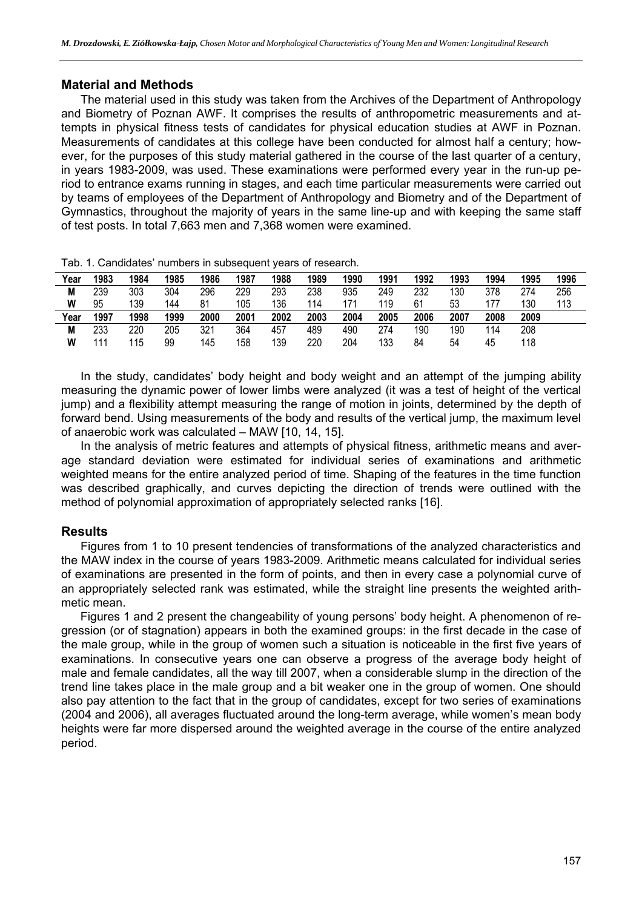## Material and Methods

The material used in this study was taken from the Archives of the Department of Anthropology and Biometry of Poznan AWF. It comprises the results of anthropometric measurements and attempts in physical fitness tests of candidates for physical education studies at AWF in Poznan. Measurements of candidates at this college have been conducted for almost half a century; however, for the purposes of this study material gathered in the course of the last quarter of a century, in years 1983-2009, was used. These examinations were performed every year in the run-up period to entrance exams running in stages, and each time particular measurements were carried out by teams of employees of the Department of Anthropology and Biometry and of the Department of Gymnastics, throughout the majority of years in the same line-up and with keeping the same staff of test posts. In total 7,663 men and 7,368 women were examined.

Tab. 1. Candidates' numbers in subsequent years of research.

| Year | 1983 | 1984 | 1985 | 1986 | 1987 | 1988 | 1989 | 1990 | 1991 | 1992 | 1993 | 1994 | 1995 | 1996 |
|---|---|---|---|---|---|---|---|---|---|---|---|---|---|---|
| M | 239 | 303 | 304 | 296 | 229 | 293 | 238 | 935 | 249 | 232 | 130 | 378 | 274 | 256 |
| W | 95 | 139 | 144 | 81 | 105 | 136 | 114 | 171 | 119 | 61 | 53 | 177 | 130 | 113 |
| **Year** | **1997** | **1998** | **1999** | **2000** | **2001** | **2002** | **2003** | **2004** | **2005** | **2006** | **2007** | **2008** | **2009** | |
| M | 233 | 220 | 205 | 321 | 364 | 457 | 489 | 490 | 274 | 190 | 190 | 114 | 208 | |
| W | 111 | 115 | 99 | 145 | 158 | 139 | 220 | 204 | 133 | 84 | 54 | 45 | 118 | |

In the study, candidates' body height and body weight and an attempt of the jumping ability measuring the dynamic power of lower limbs were analyzed (it was a test of height of the vertical jump) and a flexibility attempt measuring the range of motion in joints, determined by the depth of forward bend. Using measurements of the body and results of the vertical jump, the maximum level of anaerobic work was calculated – MAW [10, 14, 15].

In the analysis of metric features and attempts of physical fitness, arithmetic means and average standard deviation were estimated for individual series of examinations and arithmetic weighted means for the entire analyzed period of time. Shaping of the features in the time function was described graphically, and curves depicting the direction of trends were outlined with the method of polynomial approximation of appropriately selected ranks [16].

## Results

Figures from 1 to 10 present tendencies of transformations of the analyzed characteristics and the MAW index in the course of years 1983-2009. Arithmetic means calculated for individual series of examinations are presented in the form of points, and then in every case a polynomial curve of an appropriately selected rank was estimated, while the straight line presents the weighted arithmetic mean.

Figures 1 and 2 present the changeability of young persons' body height. A phenomenon of regression (or of stagnation) appears in both the examined groups: in the first decade in the case of the male group, while in the group of women such a situation is noticeable in the first five years of examinations. In consecutive years one can observe a progress of the average body height of male and female candidates, all the way till 2007, when a considerable slump in the direction of the trend line takes place in the male group and a bit weaker one in the group of women. One should also pay attention to the fact that in the group of candidates, except for two series of examinations (2004 and 2006), all averages fluctuated around the long-term average, while women's mean body heights were far more dispersed around the weighted average in the course of the entire analyzed period.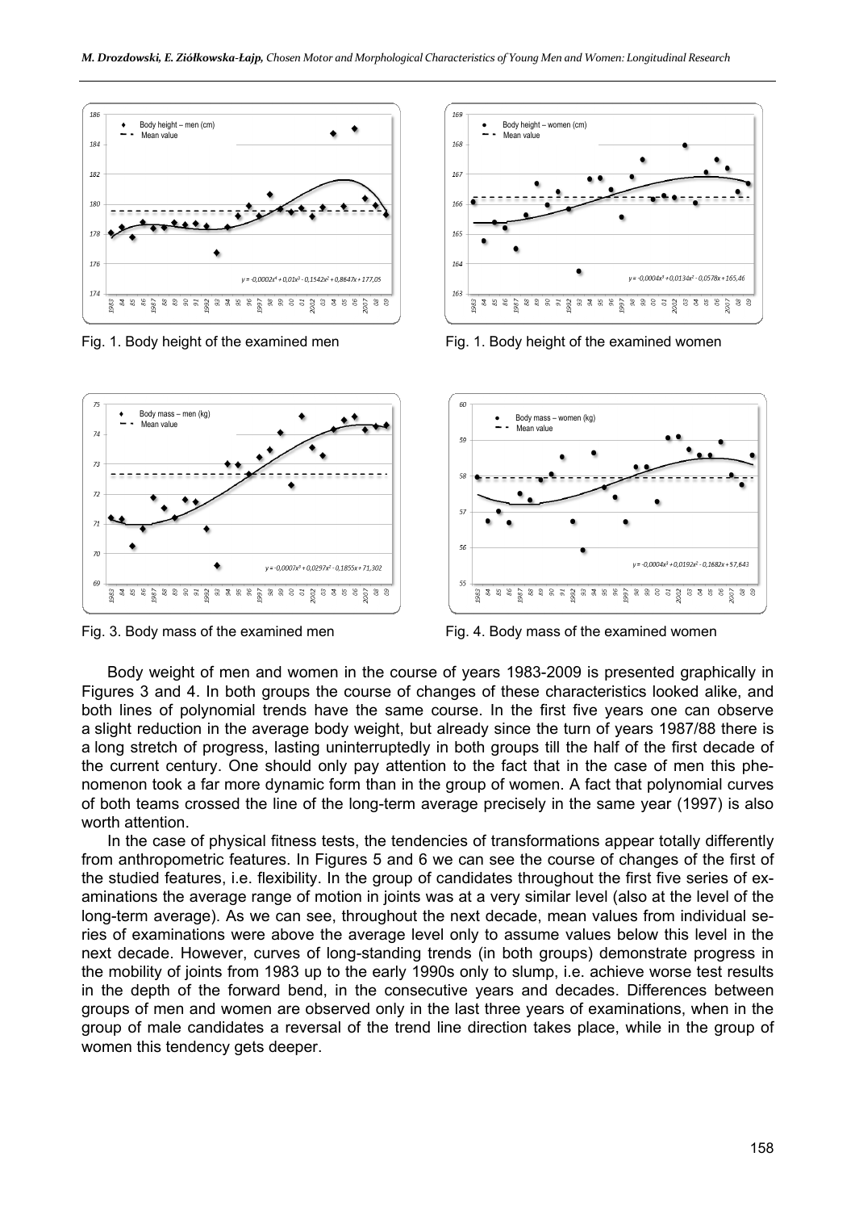Fig. 1. Body height of the examined men

Fig. 1. Body height of the examined women

Fig. 3. Body mass of the examined men

Fig. 4. Body mass of the examined women

Body weight of men and women in the course of years 1983-2009 is presented graphically in Figures 3 and 4. In both groups the course of changes of these characteristics looked alike, and both lines of polynomial trends have the same course. In the first five years one can observe a slight reduction in the average body weight, but already since the turn of years 1987/88 there is a long stretch of progress, lasting uninterruptedly in both groups till the half of the first decade of the current century. One should only pay attention to the fact that in the case of men this phenomenon took a far more dynamic form than in the group of women. A fact that polynomial curves of both teams crossed the line of the long-term average precisely in the same year (1997) is also worth attention.

In the case of physical fitness tests, the tendencies of transformations appear totally differently from anthropometric features. In Figures 5 and 6 we can see the course of changes of the first of the studied features, i.e. flexibility. In the group of candidates throughout the first five series of examinations the average range of motion in joints was at a very similar level (also at the level of the long-term average). As we can see, throughout the next decade, mean values from individual series of examinations were above the average level only to assume values below this level in the next decade. However, curves of long-standing trends (in both groups) demonstrate progress in the mobility of joints from 1983 up to the early 1990s only to slump, i.e. achieve worse test results in the depth of the forward bend, in the consecutive years and decades. Differences between groups of men and women are observed only in the last three years of examinations, when in the group of male candidates a reversal of the trend line direction takes place, while in the group of women this tendency gets deeper.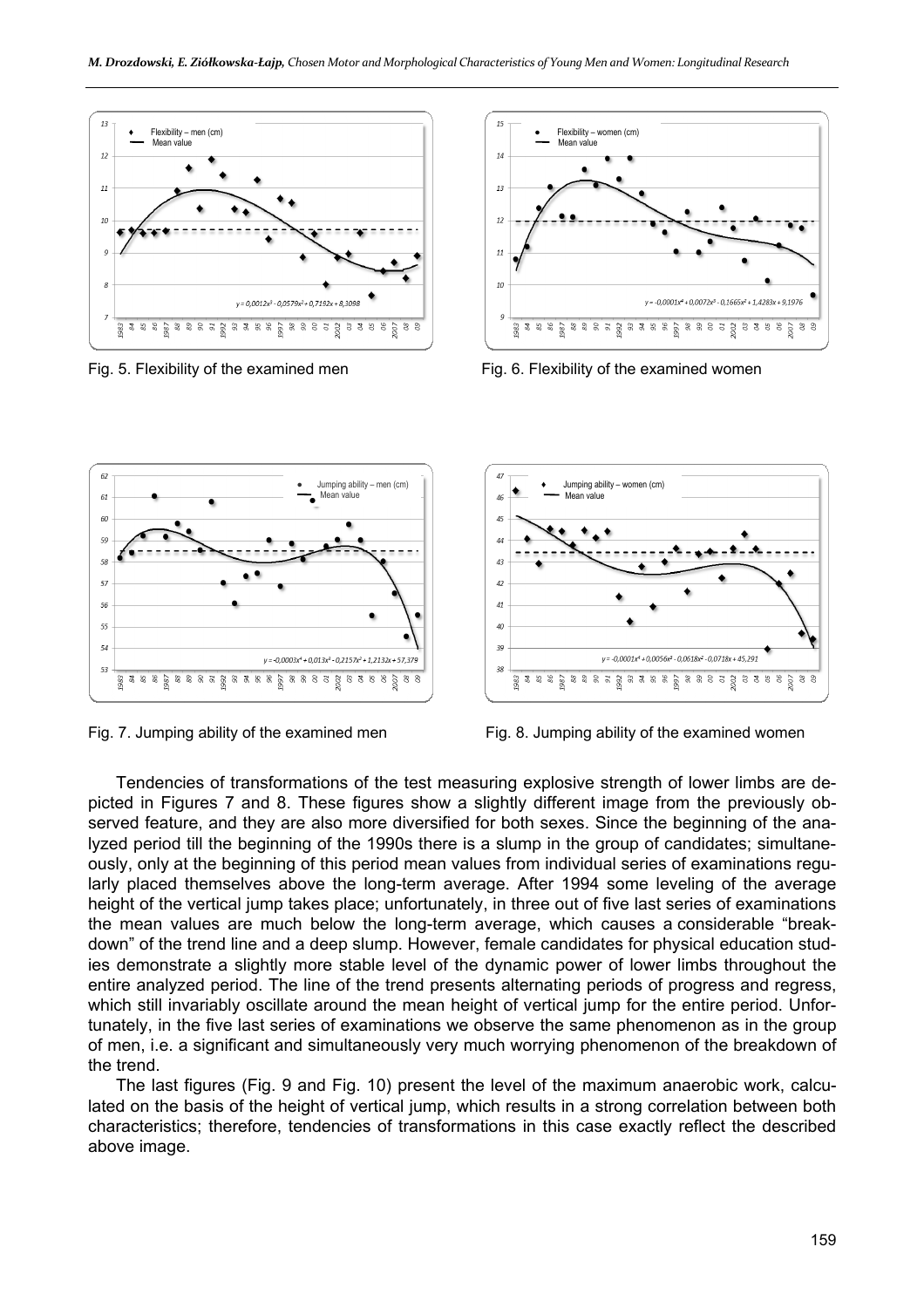Fig. 5. Flexibility of the examined men

Fig. 6. Flexibility of the examined women

Fig. 7. Jumping ability of the examined men

Fig. 8. Jumping ability of the examined women

Tendencies of transformations of the test measuring explosive strength of lower limbs are depicted in Figures 7 and 8. These figures show a slightly different image from the previously observed feature, and they are also more diversified for both sexes. Since the beginning of the analyzed period till the beginning of the 1990s there is a slump in the group of candidates; simultaneously, only at the beginning of this period mean values from individual series of examinations regularly placed themselves above the long-term average. After 1994 some leveling of the average height of the vertical jump takes place; unfortunately, in three out of five last series of examinations the mean values are much below the long-term average, which causes a considerable "breakdown" of the trend line and a deep slump. However, female candidates for physical education studies demonstrate a slightly more stable level of the dynamic power of lower limbs throughout the entire analyzed period. The line of the trend presents alternating periods of progress and regress, which still invariably oscillate around the mean height of vertical jump for the entire period. Unfortunately, in the five last series of examinations we observe the same phenomenon as in the group of men, i.e. a significant and simultaneously very much worrying phenomenon of the breakdown of the trend.

The last figures (Fig. 9 and Fig. 10) present the level of the maximum anaerobic work, calculated on the basis of the height of vertical jump, which results in a strong correlation between both characteristics; therefore, tendencies of transformations in this case exactly reflect the described above image.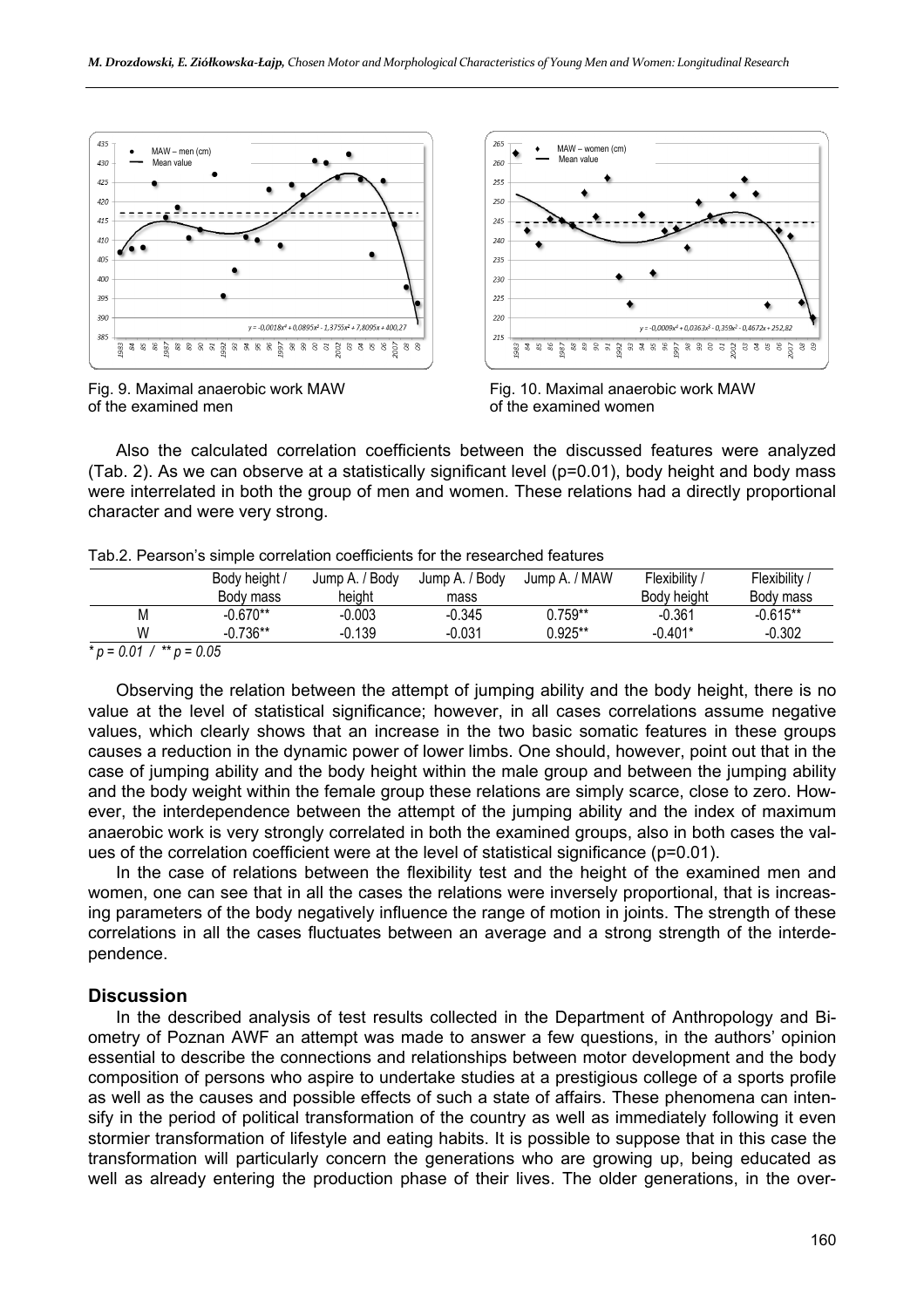Fig. 9. Maximal anaerobic work MAW of the examined men

Fig. 10. Maximal anaerobic work MAW of the examined women

Also the calculated correlation coefficients between the discussed features were analyzed (Tab. 2). As we can observe at a statistically significant level (p=0.01), body height and body mass were interrelated in both the group of men and women. These relations had a directly proportional character and were very strong.

Tab.2. Pearson's simple correlation coefficients for the researched features

| | Body height / Body mass | Jump A. / Body height | Jump A. / Body mass | Jump A. / MAW | Flexibility / Body height | Flexibility / Body mass |
|---|---|---|---|---|---|---|
| M | -0.670** | -0.003 | -0.345 | 0.759** | -0.361 | -0.615** |
| W | -0.736** | -0.139 | -0.031 | 0.925** | -0.401* | -0.302 |

*\* p = 0.01 / \*\* p = 0.05*

Observing the relation between the attempt of jumping ability and the body height, there is no value at the level of statistical significance; however, in all cases correlations assume negative values, which clearly shows that an increase in the two basic somatic features in these groups causes a reduction in the dynamic power of lower limbs. One should, however, point out that in the case of jumping ability and the body height within the male group and between the jumping ability and the body weight within the female group these relations are simply scarce, close to zero. However, the interdependence between the attempt of the jumping ability and the index of maximum anaerobic work is very strongly correlated in both the examined groups, also in both cases the values of the correlation coefficient were at the level of statistical significance (p=0.01).

In the case of relations between the flexibility test and the height of the examined men and women, one can see that in all the cases the relations were inversely proportional, that is increasing parameters of the body negatively influence the range of motion in joints. The strength of these correlations in all the cases fluctuates between an average and a strong strength of the interdependence.

## Discussion

In the described analysis of test results collected in the Department of Anthropology and Biometry of Poznan AWF an attempt was made to answer a few questions, in the authors' opinion essential to describe the connections and relationships between motor development and the body composition of persons who aspire to undertake studies at a prestigious college of a sports profile as well as the causes and possible effects of such a state of affairs. These phenomena can intensify in the period of political transformation of the country as well as immediately following it even stormier transformation of lifestyle and eating habits. It is possible to suppose that in this case the transformation will particularly concern the generations who are growing up, being educated as well as already entering the production phase of their lives. The older generations, in the over-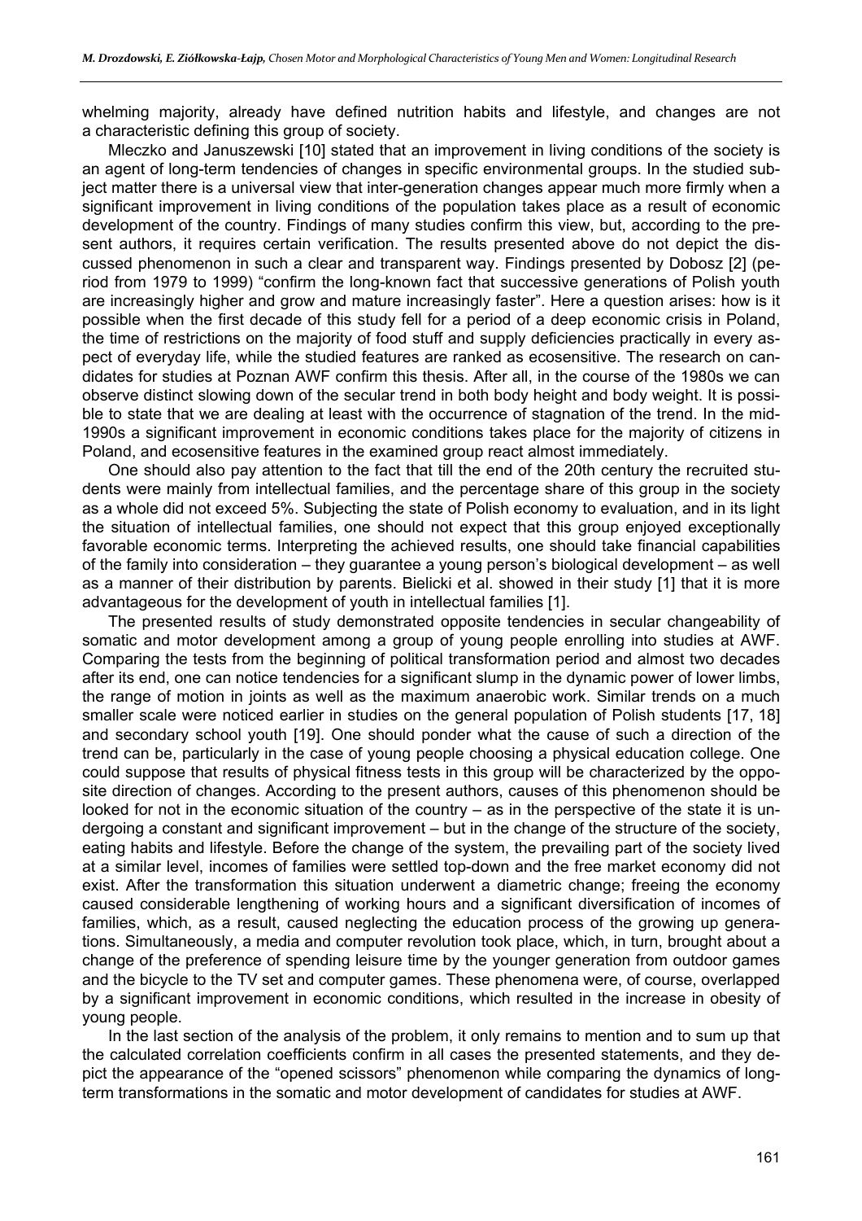whelming majority, already have defined nutrition habits and lifestyle, and changes are not a characteristic defining this group of society.

Mleczko and Januszewski [10] stated that an improvement in living conditions of the society is an agent of long-term tendencies of changes in specific environmental groups. In the studied subject matter there is a universal view that inter-generation changes appear much more firmly when a significant improvement in living conditions of the population takes place as a result of economic development of the country. Findings of many studies confirm this view, but, according to the present authors, it requires certain verification. The results presented above do not depict the discussed phenomenon in such a clear and transparent way. Findings presented by Dobosz [2] (period from 1979 to 1999) "confirm the long-known fact that successive generations of Polish youth are increasingly higher and grow and mature increasingly faster". Here a question arises: how is it possible when the first decade of this study fell for a period of a deep economic crisis in Poland, the time of restrictions on the majority of food stuff and supply deficiencies practically in every aspect of everyday life, while the studied features are ranked as ecosensitive. The research on candidates for studies at Poznan AWF confirm this thesis. After all, in the course of the 1980s we can observe distinct slowing down of the secular trend in both body height and body weight. It is possible to state that we are dealing at least with the occurrence of stagnation of the trend. In the mid-1990s a significant improvement in economic conditions takes place for the majority of citizens in Poland, and ecosensitive features in the examined group react almost immediately.

One should also pay attention to the fact that till the end of the 20th century the recruited students were mainly from intellectual families, and the percentage share of this group in the society as a whole did not exceed 5%. Subjecting the state of Polish economy to evaluation, and in its light the situation of intellectual families, one should not expect that this group enjoyed exceptionally favorable economic terms. Interpreting the achieved results, one should take financial capabilities of the family into consideration – they guarantee a young person's biological development – as well as a manner of their distribution by parents. Bielicki et al. showed in their study [1] that it is more advantageous for the development of youth in intellectual families [1].

The presented results of study demonstrated opposite tendencies in secular changeability of somatic and motor development among a group of young people enrolling into studies at AWF. Comparing the tests from the beginning of political transformation period and almost two decades after its end, one can notice tendencies for a significant slump in the dynamic power of lower limbs, the range of motion in joints as well as the maximum anaerobic work. Similar trends on a much smaller scale were noticed earlier in studies on the general population of Polish students [17, 18] and secondary school youth [19]. One should ponder what the cause of such a direction of the trend can be, particularly in the case of young people choosing a physical education college. One could suppose that results of physical fitness tests in this group will be characterized by the opposite direction of changes. According to the present authors, causes of this phenomenon should be looked for not in the economic situation of the country – as in the perspective of the state it is undergoing a constant and significant improvement – but in the change of the structure of the society, eating habits and lifestyle. Before the change of the system, the prevailing part of the society lived at a similar level, incomes of families were settled top-down and the free market economy did not exist. After the transformation this situation underwent a diametric change; freeing the economy caused considerable lengthening of working hours and a significant diversification of incomes of families, which, as a result, caused neglecting the education process of the growing up generations. Simultaneously, a media and computer revolution took place, which, in turn, brought about a change of the preference of spending leisure time by the younger generation from outdoor games and the bicycle to the TV set and computer games. These phenomena were, of course, overlapped by a significant improvement in economic conditions, which resulted in the increase in obesity of young people.

In the last section of the analysis of the problem, it only remains to mention and to sum up that the calculated correlation coefficients confirm in all cases the presented statements, and they depict the appearance of the "opened scissors" phenomenon while comparing the dynamics of long-term transformations in the somatic and motor development of candidates for studies at AWF.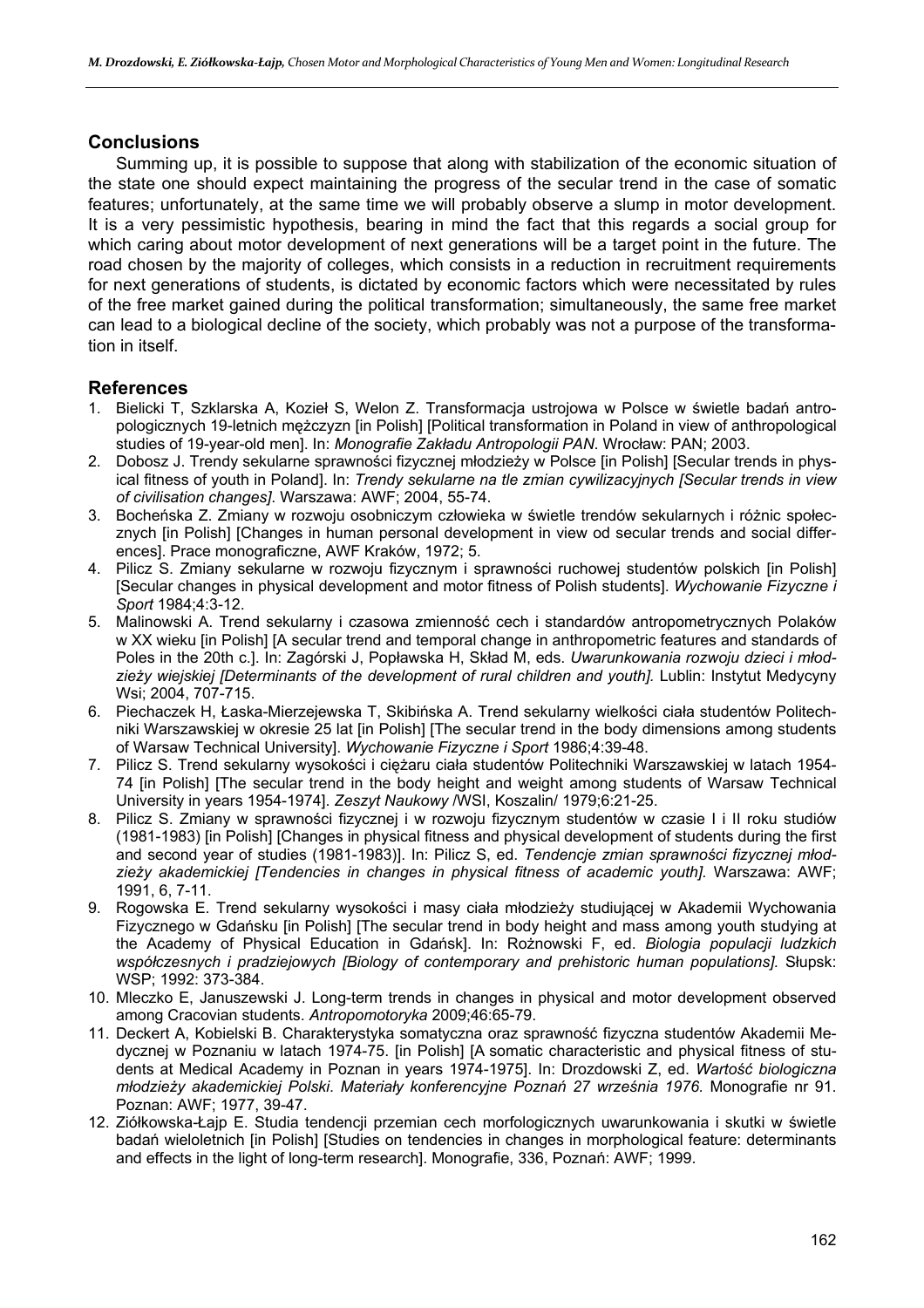## Conclusions

Summing up, it is possible to suppose that along with stabilization of the economic situation of the state one should expect maintaining the progress of the secular trend in the case of somatic features; unfortunately, at the same time we will probably observe a slump in motor development. It is a very pessimistic hypothesis, bearing in mind the fact that this regards a social group for which caring about motor development of next generations will be a target point in the future. The road chosen by the majority of colleges, which consists in a reduction in recruitment requirements for next generations of students, is dictated by economic factors which were necessitated by rules of the free market gained during the political transformation; simultaneously, the same free market can lead to a biological decline of the society, which probably was not a purpose of the transformation in itself.

## References

1. Bielicki T, Szklarska A, Kozieł S, Welon Z. Transformacja ustrojowa w Polsce w świetle badań antropologicznych 19-letnich mężczyzn [in Polish] [Political transformation in Poland in view of anthropological studies of 19-year-old men]. In: *Monografie Zakładu Antropologii PAN*. Wrocław: PAN; 2003.
2. Dobosz J. Trendy sekularne sprawności fizycznej młodzieży w Polsce [in Polish] [Secular trends in physical fitness of youth in Poland]. In: *Trendy sekularne na tle zmian cywilizacyjnych [Secular trends in view of civilisation changes]*. Warszawa: AWF; 2004, 55-74.
3. Bocheńska Z. Zmiany w rozwoju osobniczym człowieka w świetle trendów sekularnych i różnic społecznych [in Polish] [Changes in human personal development in view od secular trends and social differences]. Prace monograficzne, AWF Kraków, 1972; 5.
4. Pilicz S. Zmiany sekularne w rozwoju fizycznym i sprawności ruchowej studentów polskich [in Polish] [Secular changes in physical development and motor fitness of Polish students]. *Wychowanie Fizyczne i Sport* 1984;4:3-12.
5. Malinowski A. Trend sekularny i czasowa zmienność cech i standardów antropometrycznych Polaków w XX wieku [in Polish] [A secular trend and temporal change in anthropometric features and standards of Poles in the 20th c.]. In: Zagórski J, Popławska H, Skład M, eds. *Uwarunkowania rozwoju dzieci i młodzieży wiejskiej [Determinants of the development of rural children and youth].* Lublin: Instytut Medycyny Wsi; 2004, 707-715.
6. Piechaczek H, Łaska-Mierzejewska T, Skibińska A. Trend sekularny wielkości ciała studentów Politechniki Warszawskiej w okresie 25 lat [in Polish] [The secular trend in the body dimensions among students of Warsaw Technical University]. *Wychowanie Fizyczne i Sport* 1986;4:39-48.
7. Pilicz S. Trend sekularny wysokości i ciężaru ciała studentów Politechniki Warszawskiej w latach 1954-74 [in Polish] [The secular trend in the body height and weight among students of Warsaw Technical University in years 1954-1974]. *Zeszyt Naukowy* /WSI, Koszalin/ 1979;6:21-25.
8. Pilicz S. Zmiany w sprawności fizycznej i w rozwoju fizycznym studentów w czasie I i II roku studiów (1981-1983) [in Polish] [Changes in physical fitness and physical development of students during the first and second year of studies (1981-1983)]. In: Pilicz S, ed. *Tendencje zmian sprawności fizycznej młodzieży akademickiej [Tendencies in changes in physical fitness of academic youth].* Warszawa: AWF; 1991, 6, 7-11.
9. Rogowska E. Trend sekularny wysokości i masy ciała młodzieży studiującej w Akademii Wychowania Fizycznego w Gdańsku [in Polish] [The secular trend in body height and mass among youth studying at the Academy of Physical Education in Gdańsk]. In: Rożnowski F, ed. *Biologia populacji ludzkich współczesnych i pradziejowych [Biology of contemporary and prehistoric human populations].* Słupsk: WSP; 1992: 373-384.
10. Mleczko E, Januszewski J. Long-term trends in changes in physical and motor development observed among Cracovian students. *Antropomotoryka* 2009;46:65-79.
11. Deckert A, Kobielski B. Charakterystyka somatyczna oraz sprawność fizyczna studentów Akademii Medycznej w Poznaniu w latach 1974-75. [in Polish] [A somatic characteristic and physical fitness of students at Medical Academy in Poznan in years 1974-1975]. In: Drozdowski Z, ed. *Wartość biologiczna młodzieży akademickiej Polski. Materiały konferencyjne Poznań 27 września 1976.* Monografie nr 91. Poznan: AWF; 1977, 39-47.
12. Ziółkowska-Łajp E. Studia tendencji przemian cech morfologicznych uwarunkowania i skutki w świetle badań wieloletnich [in Polish] [Studies on tendencies in changes in morphological feature: determinants and effects in the light of long-term research]. Monografie, 336, Poznań: AWF; 1999.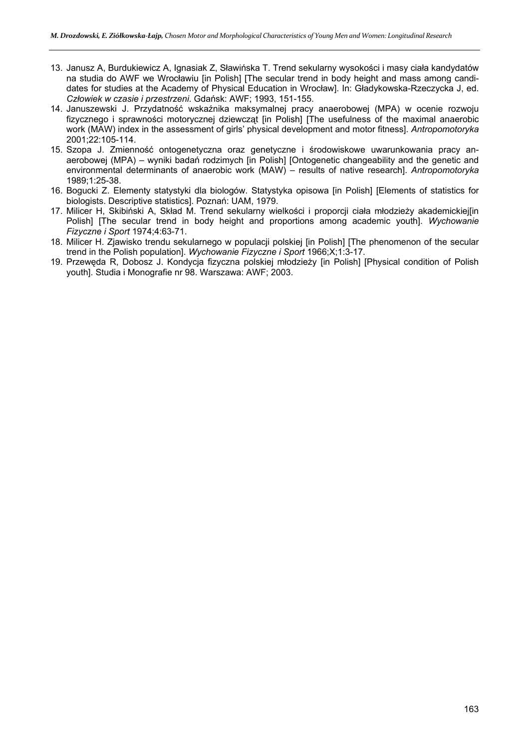13. Janusz A, Burdukiewicz A, Ignasiak Z, Sławińska T. Trend sekularny wysokości i masy ciała kandydatów na studia do AWF we Wrocławiu [in Polish] [The secular trend in body height and mass among candidates for studies at the Academy of Physical Education in Wrocław]. In: Gładykowska-Rzeczycka J, ed. *Człowiek w czasie i przestrzeni*. Gdańsk: AWF; 1993, 151-155.
14. Januszewski J. Przydatność wskaźnika maksymalnej pracy anaerobowej (MPA) w ocenie rozwoju fizycznego i sprawności motorycznej dziewcząt [in Polish] [The usefulness of the maximal anaerobic work (MAW) index in the assessment of girls' physical development and motor fitness]. *Antropomotoryka* 2001;22:105-114.
15. Szopa J. Zmienność ontogenetyczna oraz genetyczne i środowiskowe uwarunkowania pracy anaerobowej (MPA) – wyniki badań rodzimych [in Polish] [Ontogenetic changeability and the genetic and environmental determinants of anaerobic work (MAW) – results of native research]. *Antropomotoryka* 1989;1:25-38.
16. Bogucki Z. Elementy statystyki dla biologów. Statystyka opisowa [in Polish] [Elements of statistics for biologists. Descriptive statistics]. Poznań: UAM, 1979.
17. Milicer H, Skibiński A, Skład M. Trend sekularny wielkości i proporcji ciała młodzieży akademickiej[in Polish] [The secular trend in body height and proportions among academic youth]. *Wychowanie Fizyczne i Sport* 1974;4:63-71.
18. Milicer H. Zjawisko trendu sekularnego w populacji polskiej [in Polish] [The phenomenon of the secular trend in the Polish population]. *Wychowanie Fizyczne i Sport* 1966;X;1:3-17.
19. Przewęda R, Dobosz J. Kondycja fizyczna polskiej młodzieży [in Polish] [Physical condition of Polish youth]. Studia i Monografie nr 98. Warszawa: AWF; 2003.